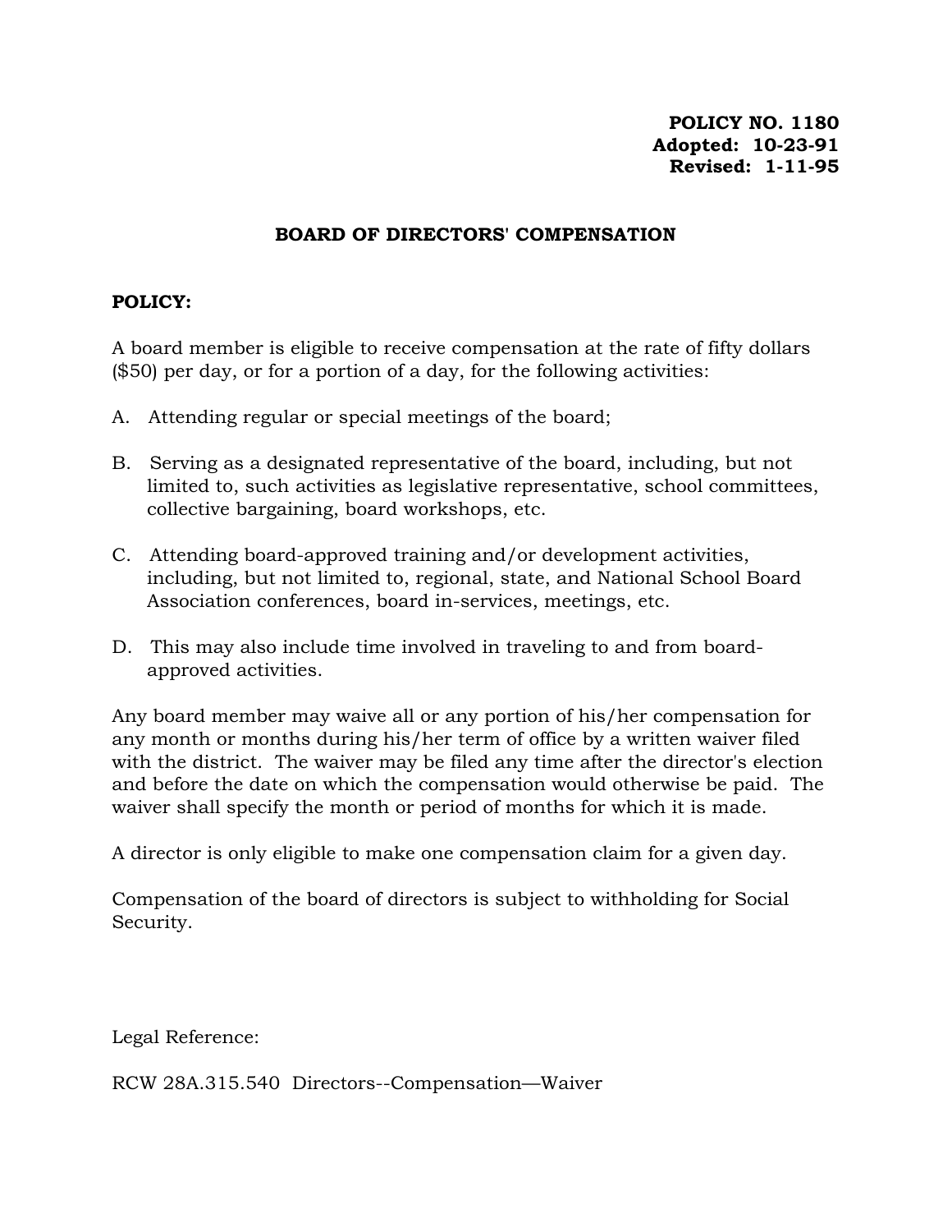**POLICY NO. 1180**
**Adopted: 10-23-91**
**Revised: 1-11-95**

# BOARD OF DIRECTORS' COMPENSATION

**POLICY:**

A board member is eligible to receive compensation at the rate of fifty dollars ($50) per day, or for a portion of a day, for the following activities:

A. Attending regular or special meetings of the board;

B. Serving as a designated representative of the board, including, but not limited to, such activities as legislative representative, school committees, collective bargaining, board workshops, etc.

C. Attending board-approved training and/or development activities, including, but not limited to, regional, state, and National School Board Association conferences, board in-services, meetings, etc.

D. This may also include time involved in traveling to and from board-approved activities.

Any board member may waive all or any portion of his/her compensation for any month or months during his/her term of office by a written waiver filed with the district. The waiver may be filed any time after the director's election and before the date on which the compensation would otherwise be paid. The waiver shall specify the month or period of months for which it is made.

A director is only eligible to make one compensation claim for a given day.

Compensation of the board of directors is subject to withholding for Social Security.

Legal Reference:

RCW 28A.315.540 Directors--Compensation—Waiver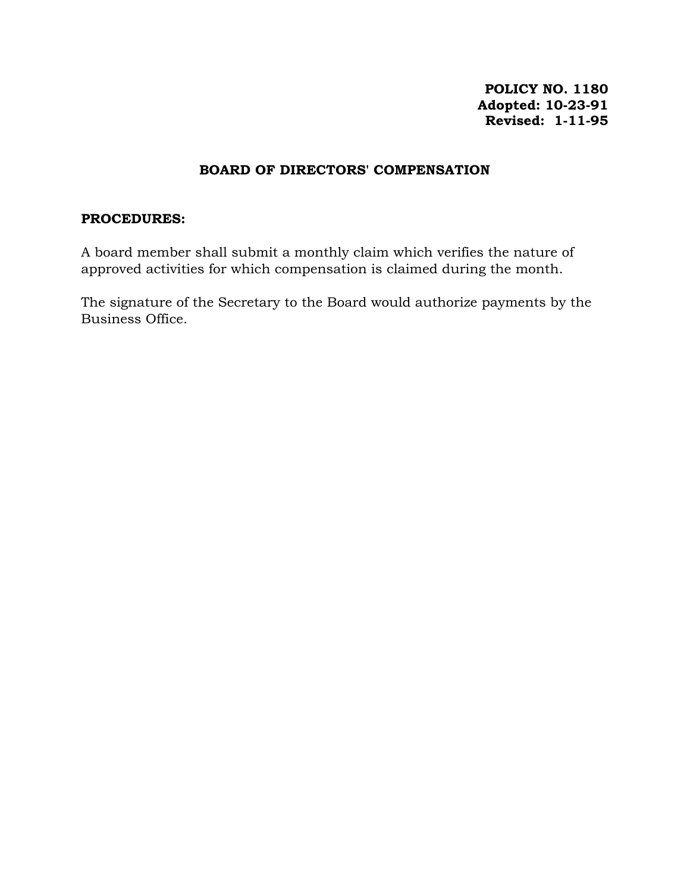**POLICY NO. 1180**
**Adopted: 10-23-91**
**Revised: 1-11-95**

## BOARD OF DIRECTORS' COMPENSATION

**PROCEDURES:**

A board member shall submit a monthly claim which verifies the nature of approved activities for which compensation is claimed during the month.

The signature of the Secretary to the Board would authorize payments by the Business Office.